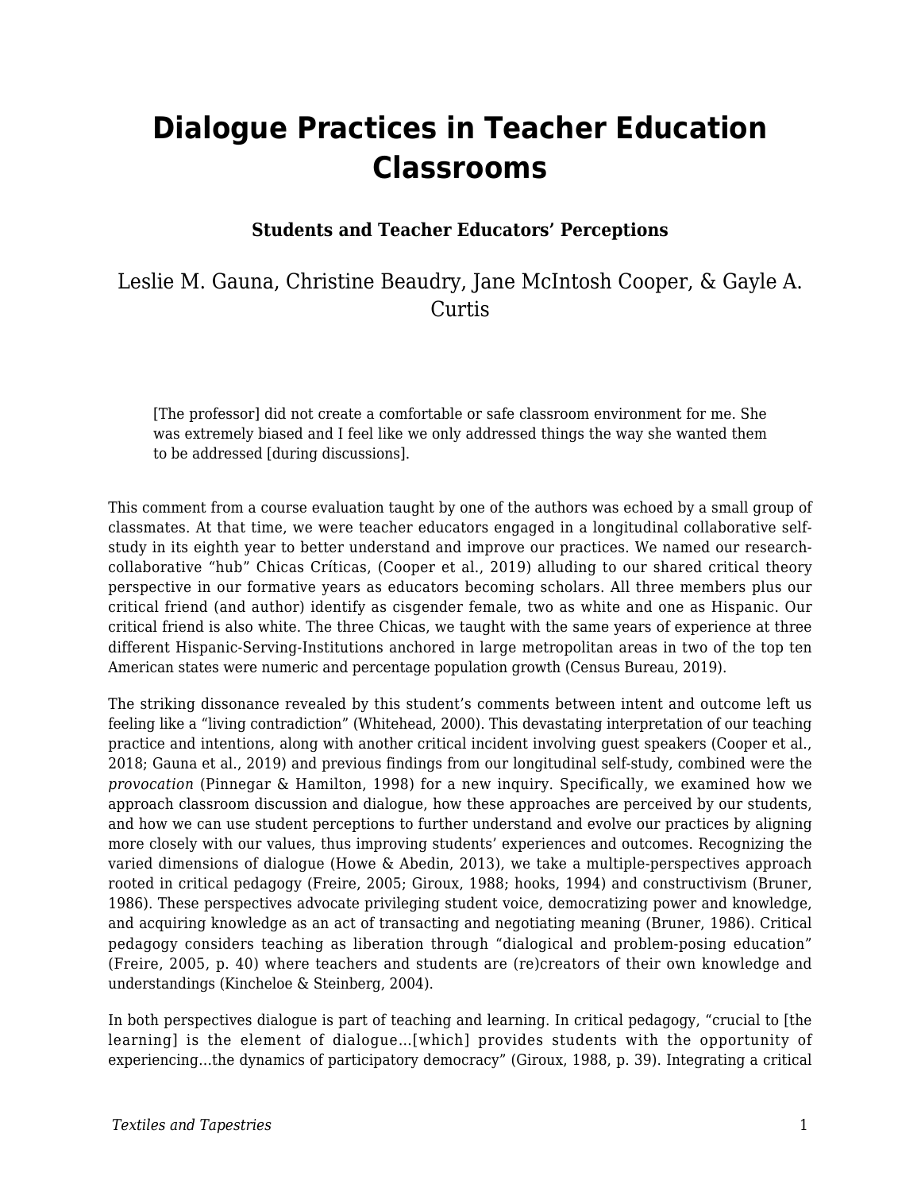# Dialogue Practices in Teacher Education Classrooms

**Students and Teacher Educators' Perceptions**

Leslie M. Gauna, Christine Beaudry, Jane McIntosh Cooper, & Gayle A. Curtis

> [The professor] did not create a comfortable or safe classroom environment for me. She was extremely biased and I feel like we only addressed things the way she wanted them to be addressed [during discussions].

This comment from a course evaluation taught by one of the authors was echoed by a small group of classmates. At that time, we were teacher educators engaged in a longitudinal collaborative self-study in its eighth year to better understand and improve our practices. We named our research-collaborative "hub" Chicas Críticas, (Cooper et al., 2019) alluding to our shared critical theory perspective in our formative years as educators becoming scholars. All three members plus our critical friend (and author) identify as cisgender female, two as white and one as Hispanic. Our critical friend is also white. The three Chicas, we taught with the same years of experience at three different Hispanic-Serving-Institutions anchored in large metropolitan areas in two of the top ten American states were numeric and percentage population growth (Census Bureau, 2019).

The striking dissonance revealed by this student's comments between intent and outcome left us feeling like a "living contradiction" (Whitehead, 2000). This devastating interpretation of our teaching practice and intentions, along with another critical incident involving guest speakers (Cooper et al., 2018; Gauna et al., 2019) and previous findings from our longitudinal self-study, combined were the *provocation* (Pinnegar & Hamilton, 1998) for a new inquiry. Specifically, we examined how we approach classroom discussion and dialogue, how these approaches are perceived by our students, and how we can use student perceptions to further understand and evolve our practices by aligning more closely with our values, thus improving students' experiences and outcomes. Recognizing the varied dimensions of dialogue (Howe & Abedin, 2013), we take a multiple-perspectives approach rooted in critical pedagogy (Freire, 2005; Giroux, 1988; hooks, 1994) and constructivism (Bruner, 1986). These perspectives advocate privileging student voice, democratizing power and knowledge, and acquiring knowledge as an act of transacting and negotiating meaning (Bruner, 1986). Critical pedagogy considers teaching as liberation through "dialogical and problem-posing education" (Freire, 2005, p. 40) where teachers and students are (re)creators of their own knowledge and understandings (Kincheloe & Steinberg, 2004).

In both perspectives dialogue is part of teaching and learning. In critical pedagogy, "crucial to [the learning] is the element of dialogue…[which] provides students with the opportunity of experiencing…the dynamics of participatory democracy" (Giroux, 1988, p. 39). Integrating a critical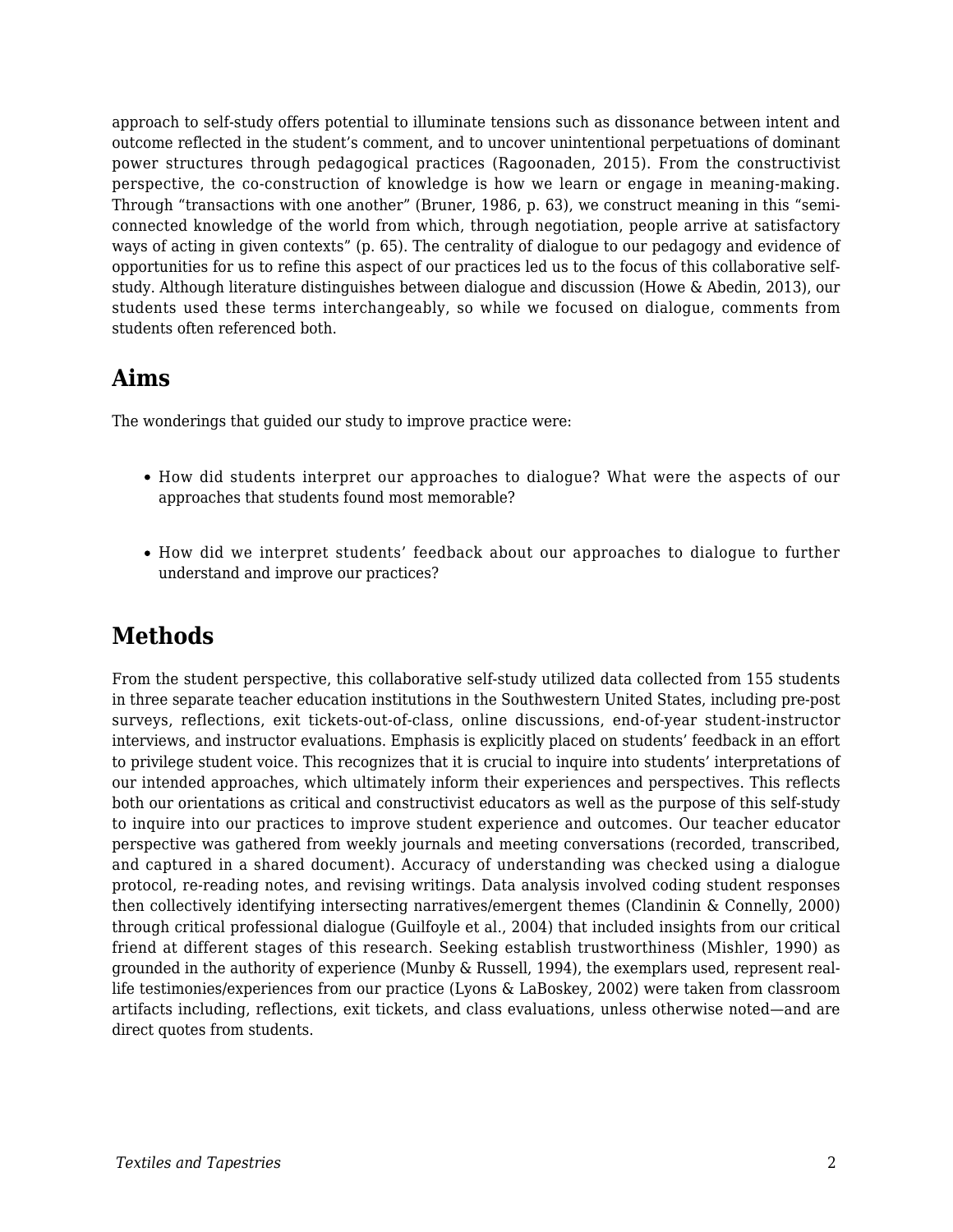approach to self-study offers potential to illuminate tensions such as dissonance between intent and outcome reflected in the student's comment, and to uncover unintentional perpetuations of dominant power structures through pedagogical practices (Ragoonaden, 2015). From the constructivist perspective, the co-construction of knowledge is how we learn or engage in meaning-making. Through "transactions with one another" (Bruner, 1986, p. 63), we construct meaning in this "semi-connected knowledge of the world from which, through negotiation, people arrive at satisfactory ways of acting in given contexts" (p. 65). The centrality of dialogue to our pedagogy and evidence of opportunities for us to refine this aspect of our practices led us to the focus of this collaborative self-study. Although literature distinguishes between dialogue and discussion (Howe & Abedin, 2013), our students used these terms interchangeably, so while we focused on dialogue, comments from students often referenced both.

## Aims

The wonderings that guided our study to improve practice were:

- How did students interpret our approaches to dialogue? What were the aspects of our approaches that students found most memorable?
- How did we interpret students' feedback about our approaches to dialogue to further understand and improve our practices?

## Methods

From the student perspective, this collaborative self-study utilized data collected from 155 students in three separate teacher education institutions in the Southwestern United States, including pre-post surveys, reflections, exit tickets-out-of-class, online discussions, end-of-year student-instructor interviews, and instructor evaluations. Emphasis is explicitly placed on students' feedback in an effort to privilege student voice. This recognizes that it is crucial to inquire into students' interpretations of our intended approaches, which ultimately inform their experiences and perspectives. This reflects both our orientations as critical and constructivist educators as well as the purpose of this self-study to inquire into our practices to improve student experience and outcomes. Our teacher educator perspective was gathered from weekly journals and meeting conversations (recorded, transcribed, and captured in a shared document). Accuracy of understanding was checked using a dialogue protocol, re-reading notes, and revising writings. Data analysis involved coding student responses then collectively identifying intersecting narratives/emergent themes (Clandinin & Connelly, 2000) through critical professional dialogue (Guilfoyle et al., 2004) that included insights from our critical friend at different stages of this research. Seeking establish trustworthiness (Mishler, 1990) as grounded in the authority of experience (Munby & Russell, 1994), the exemplars used, represent real-life testimonies/experiences from our practice (Lyons & LaBoskey, 2002) were taken from classroom artifacts including, reflections, exit tickets, and class evaluations, unless otherwise noted—and are direct quotes from students.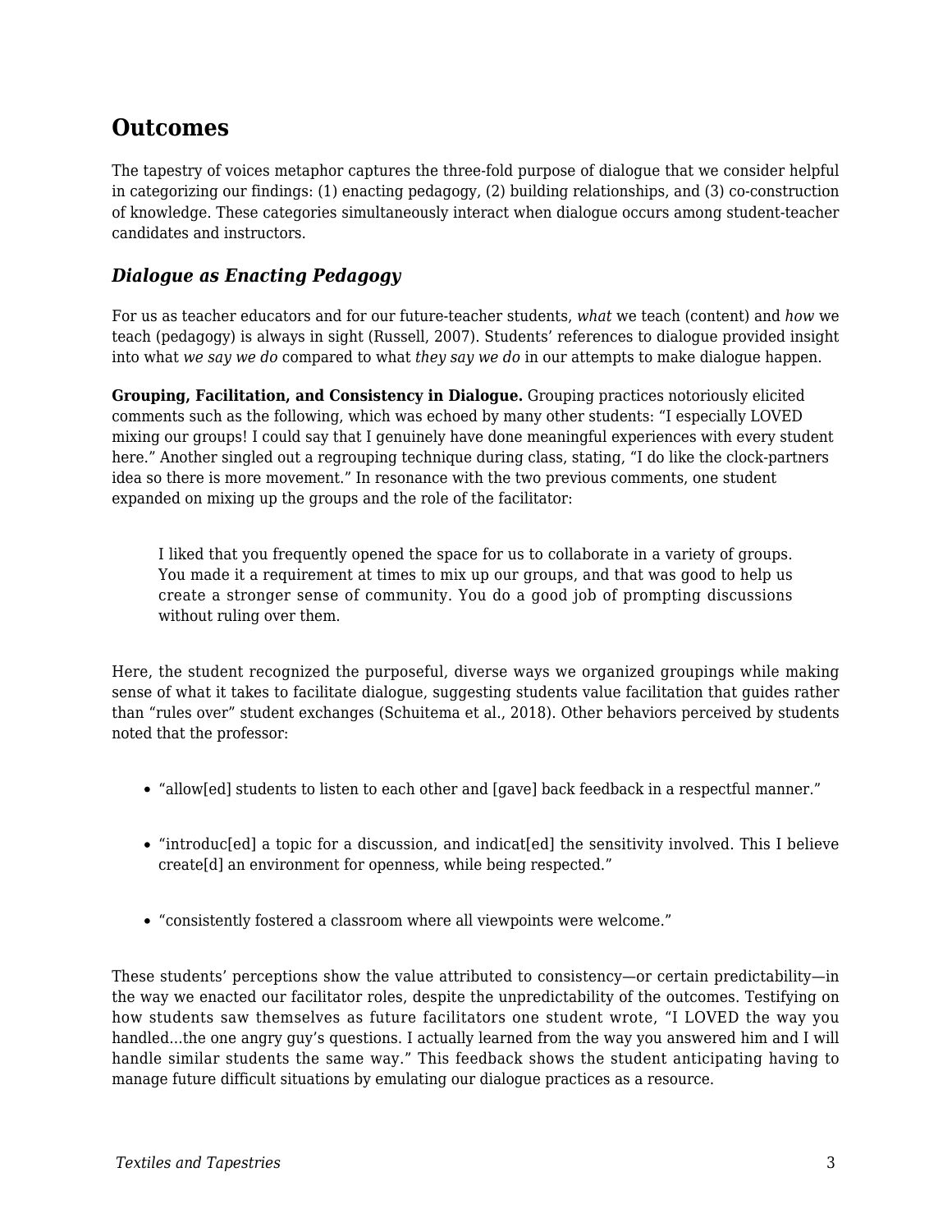## Outcomes

The tapestry of voices metaphor captures the three-fold purpose of dialogue that we consider helpful in categorizing our findings: (1) enacting pedagogy, (2) building relationships, and (3) co-construction of knowledge. These categories simultaneously interact when dialogue occurs among student-teacher candidates and instructors.

### *Dialogue as Enacting Pedagogy*

For us as teacher educators and for our future-teacher students, *what* we teach (content) and *how* we teach (pedagogy) is always in sight (Russell, 2007). Students' references to dialogue provided insight into what *we say we do* compared to what *they say we do* in our attempts to make dialogue happen.

**Grouping, Facilitation, and Consistency in Dialogue.** Grouping practices notoriously elicited comments such as the following, which was echoed by many other students: "I especially LOVED mixing our groups! I could say that I genuinely have done meaningful experiences with every student here." Another singled out a regrouping technique during class, stating, "I do like the clock-partners idea so there is more movement." In resonance with the two previous comments, one student expanded on mixing up the groups and the role of the facilitator:

> I liked that you frequently opened the space for us to collaborate in a variety of groups. You made it a requirement at times to mix up our groups, and that was good to help us create a stronger sense of community. You do a good job of prompting discussions without ruling over them.

Here, the student recognized the purposeful, diverse ways we organized groupings while making sense of what it takes to facilitate dialogue, suggesting students value facilitation that guides rather than "rules over" student exchanges (Schuitema et al., 2018). Other behaviors perceived by students noted that the professor:

- "allow[ed] students to listen to each other and [gave] back feedback in a respectful manner."
- "introduc[ed] a topic for a discussion, and indicat[ed] the sensitivity involved. This I believe create[d] an environment for openness, while being respected."
- "consistently fostered a classroom where all viewpoints were welcome."

These students' perceptions show the value attributed to consistency—or certain predictability—in the way we enacted our facilitator roles, despite the unpredictability of the outcomes. Testifying on how students saw themselves as future facilitators one student wrote, "I LOVED the way you handled...the one angry guy's questions. I actually learned from the way you answered him and I will handle similar students the same way." This feedback shows the student anticipating having to manage future difficult situations by emulating our dialogue practices as a resource.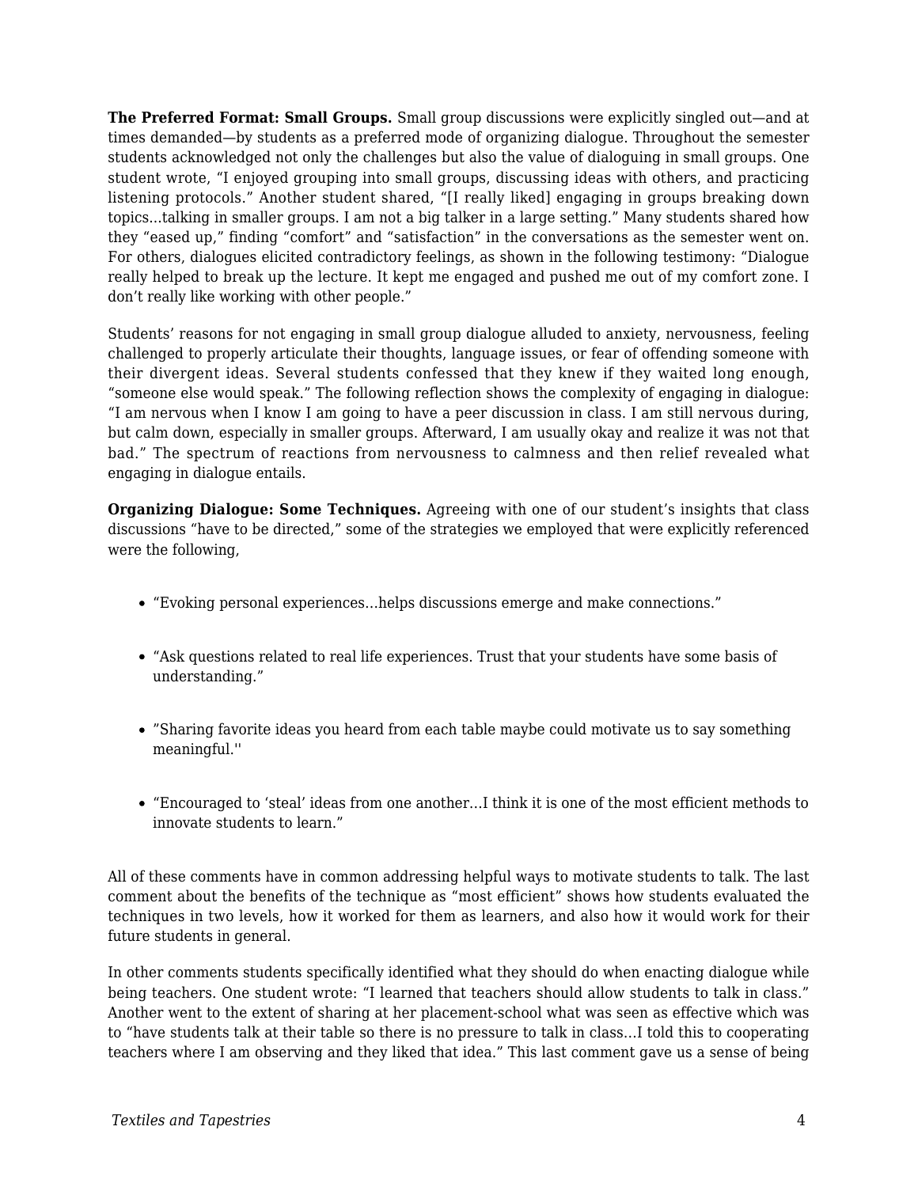**The Preferred Format: Small Groups.** Small group discussions were explicitly singled out—and at times demanded—by students as a preferred mode of organizing dialogue. Throughout the semester students acknowledged not only the challenges but also the value of dialoguing in small groups. One student wrote, "I enjoyed grouping into small groups, discussing ideas with others, and practicing listening protocols." Another student shared, "[I really liked] engaging in groups breaking down topics...talking in smaller groups. I am not a big talker in a large setting." Many students shared how they "eased up," finding "comfort" and "satisfaction" in the conversations as the semester went on. For others, dialogues elicited contradictory feelings, as shown in the following testimony: "Dialogue really helped to break up the lecture. It kept me engaged and pushed me out of my comfort zone. I don't really like working with other people."

Students' reasons for not engaging in small group dialogue alluded to anxiety, nervousness, feeling challenged to properly articulate their thoughts, language issues, or fear of offending someone with their divergent ideas. Several students confessed that they knew if they waited long enough, "someone else would speak." The following reflection shows the complexity of engaging in dialogue: "I am nervous when I know I am going to have a peer discussion in class. I am still nervous during, but calm down, especially in smaller groups. Afterward, I am usually okay and realize it was not that bad." The spectrum of reactions from nervousness to calmness and then relief revealed what engaging in dialogue entails.

**Organizing Dialogue: Some Techniques.** Agreeing with one of our student's insights that class discussions "have to be directed," some of the strategies we employed that were explicitly referenced were the following,

- "Evoking personal experiences…helps discussions emerge and make connections."
- "Ask questions related to real life experiences. Trust that your students have some basis of understanding."
- "Sharing favorite ideas you heard from each table maybe could motivate us to say something meaningful.''
- "Encouraged to 'steal' ideas from one another…I think it is one of the most efficient methods to innovate students to learn."

All of these comments have in common addressing helpful ways to motivate students to talk. The last comment about the benefits of the technique as "most efficient" shows how students evaluated the techniques in two levels, how it worked for them as learners, and also how it would work for their future students in general.

In other comments students specifically identified what they should do when enacting dialogue while being teachers. One student wrote: "I learned that teachers should allow students to talk in class." Another went to the extent of sharing at her placement-school what was seen as effective which was to "have students talk at their table so there is no pressure to talk in class…I told this to cooperating teachers where I am observing and they liked that idea." This last comment gave us a sense of being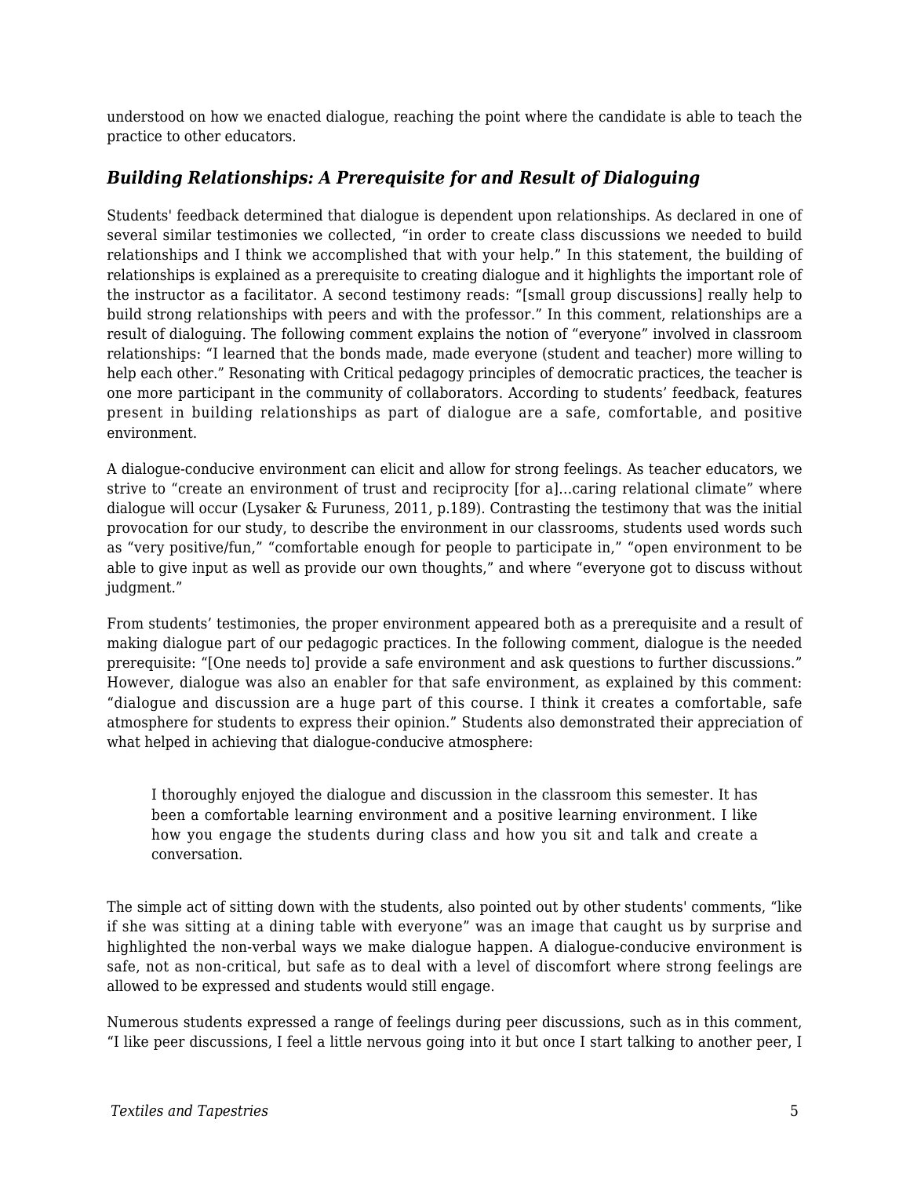understood on how we enacted dialogue, reaching the point where the candidate is able to teach the practice to other educators.

### *Building Relationships: A Prerequisite for and Result of Dialoguing*

Students' feedback determined that dialogue is dependent upon relationships. As declared in one of several similar testimonies we collected, "in order to create class discussions we needed to build relationships and I think we accomplished that with your help." In this statement, the building of relationships is explained as a prerequisite to creating dialogue and it highlights the important role of the instructor as a facilitator. A second testimony reads: "[small group discussions] really help to build strong relationships with peers and with the professor." In this comment, relationships are a result of dialoguing. The following comment explains the notion of "everyone" involved in classroom relationships: "I learned that the bonds made, made everyone (student and teacher) more willing to help each other." Resonating with Critical pedagogy principles of democratic practices, the teacher is one more participant in the community of collaborators. According to students' feedback, features present in building relationships as part of dialogue are a safe, comfortable, and positive environment.

A dialogue-conducive environment can elicit and allow for strong feelings. As teacher educators, we strive to "create an environment of trust and reciprocity [for a]...caring relational climate" where dialogue will occur (Lysaker & Furuness, 2011, p.189). Contrasting the testimony that was the initial provocation for our study, to describe the environment in our classrooms, students used words such as "very positive/fun," "comfortable enough for people to participate in," "open environment to be able to give input as well as provide our own thoughts," and where "everyone got to discuss without judgment."

From students' testimonies, the proper environment appeared both as a prerequisite and a result of making dialogue part of our pedagogic practices. In the following comment, dialogue is the needed prerequisite: "[One needs to] provide a safe environment and ask questions to further discussions." However, dialogue was also an enabler for that safe environment, as explained by this comment: "dialogue and discussion are a huge part of this course. I think it creates a comfortable, safe atmosphere for students to express their opinion." Students also demonstrated their appreciation of what helped in achieving that dialogue-conducive atmosphere:

> I thoroughly enjoyed the dialogue and discussion in the classroom this semester. It has been a comfortable learning environment and a positive learning environment. I like how you engage the students during class and how you sit and talk and create a conversation.

The simple act of sitting down with the students, also pointed out by other students' comments, "like if she was sitting at a dining table with everyone" was an image that caught us by surprise and highlighted the non-verbal ways we make dialogue happen. A dialogue-conducive environment is safe, not as non-critical, but safe as to deal with a level of discomfort where strong feelings are allowed to be expressed and students would still engage.

Numerous students expressed a range of feelings during peer discussions, such as in this comment, "I like peer discussions, I feel a little nervous going into it but once I start talking to another peer, I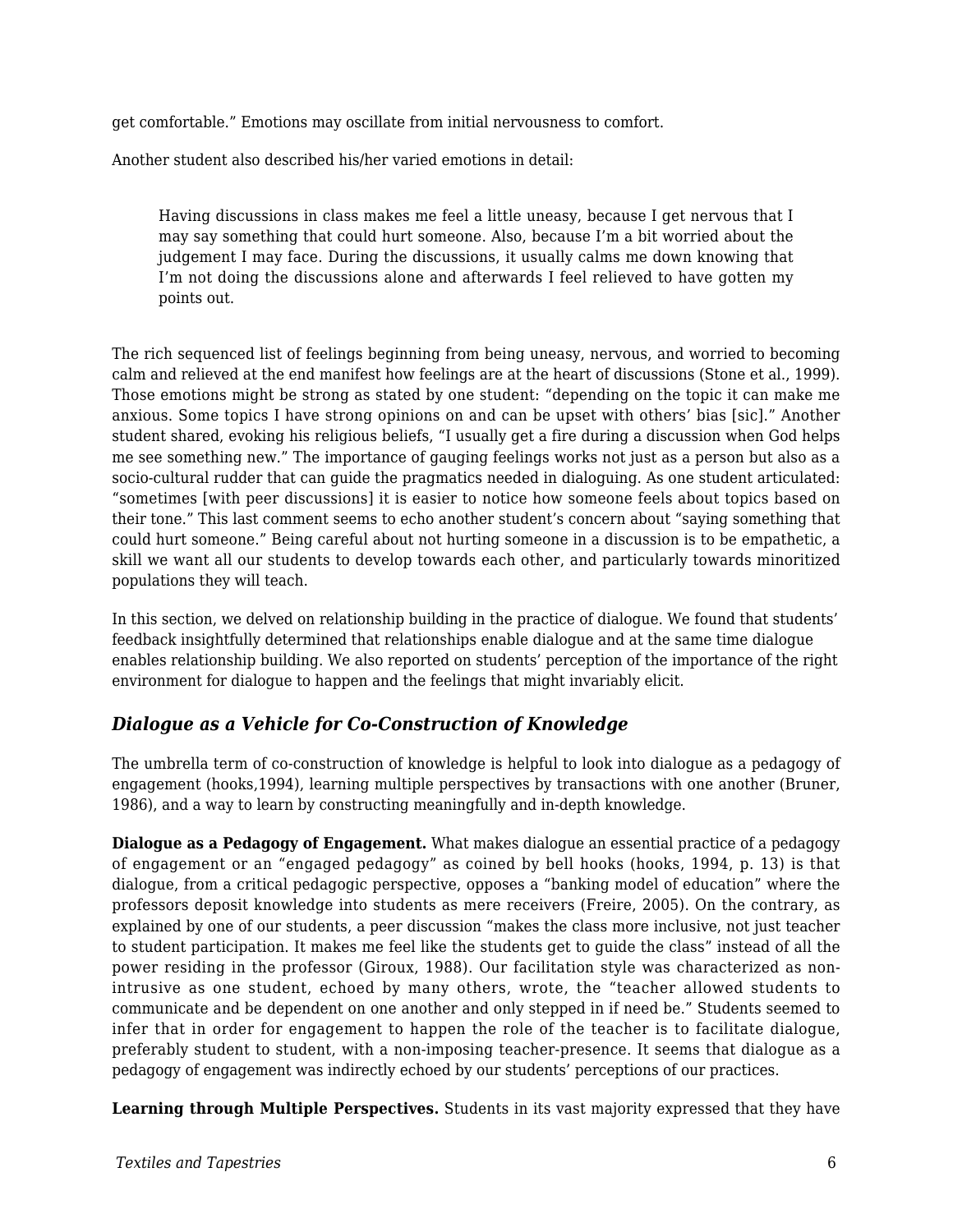get comfortable." Emotions may oscillate from initial nervousness to comfort.

Another student also described his/her varied emotions in detail:

> Having discussions in class makes me feel a little uneasy, because I get nervous that I may say something that could hurt someone. Also, because I'm a bit worried about the judgement I may face. During the discussions, it usually calms me down knowing that I'm not doing the discussions alone and afterwards I feel relieved to have gotten my points out.

The rich sequenced list of feelings beginning from being uneasy, nervous, and worried to becoming calm and relieved at the end manifest how feelings are at the heart of discussions (Stone et al., 1999). Those emotions might be strong as stated by one student: "depending on the topic it can make me anxious. Some topics I have strong opinions on and can be upset with others' bias [sic]." Another student shared, evoking his religious beliefs, "I usually get a fire during a discussion when God helps me see something new." The importance of gauging feelings works not just as a person but also as a socio-cultural rudder that can guide the pragmatics needed in dialoguing. As one student articulated: "sometimes [with peer discussions] it is easier to notice how someone feels about topics based on their tone." This last comment seems to echo another student's concern about "saying something that could hurt someone." Being careful about not hurting someone in a discussion is to be empathetic, a skill we want all our students to develop towards each other, and particularly towards minoritized populations they will teach.

In this section, we delved on relationship building in the practice of dialogue. We found that students' feedback insightfully determined that relationships enable dialogue and at the same time dialogue enables relationship building. We also reported on students' perception of the importance of the right environment for dialogue to happen and the feelings that might invariably elicit.

### *Dialogue as a Vehicle for Co-Construction of Knowledge*

The umbrella term of co-construction of knowledge is helpful to look into dialogue as a pedagogy of engagement (hooks,1994), learning multiple perspectives by transactions with one another (Bruner, 1986), and a way to learn by constructing meaningfully and in-depth knowledge.

**Dialogue as a Pedagogy of Engagement.** What makes dialogue an essential practice of a pedagogy of engagement or an "engaged pedagogy" as coined by bell hooks (hooks, 1994, p. 13) is that dialogue, from a critical pedagogic perspective, opposes a "banking model of education" where the professors deposit knowledge into students as mere receivers (Freire, 2005). On the contrary, as explained by one of our students, a peer discussion "makes the class more inclusive, not just teacher to student participation. It makes me feel like the students get to guide the class" instead of all the power residing in the professor (Giroux, 1988). Our facilitation style was characterized as non-intrusive as one student, echoed by many others, wrote, the "teacher allowed students to communicate and be dependent on one another and only stepped in if need be." Students seemed to infer that in order for engagement to happen the role of the teacher is to facilitate dialogue, preferably student to student, with a non-imposing teacher-presence. It seems that dialogue as a pedagogy of engagement was indirectly echoed by our students' perceptions of our practices.

**Learning through Multiple Perspectives.** Students in its vast majority expressed that they have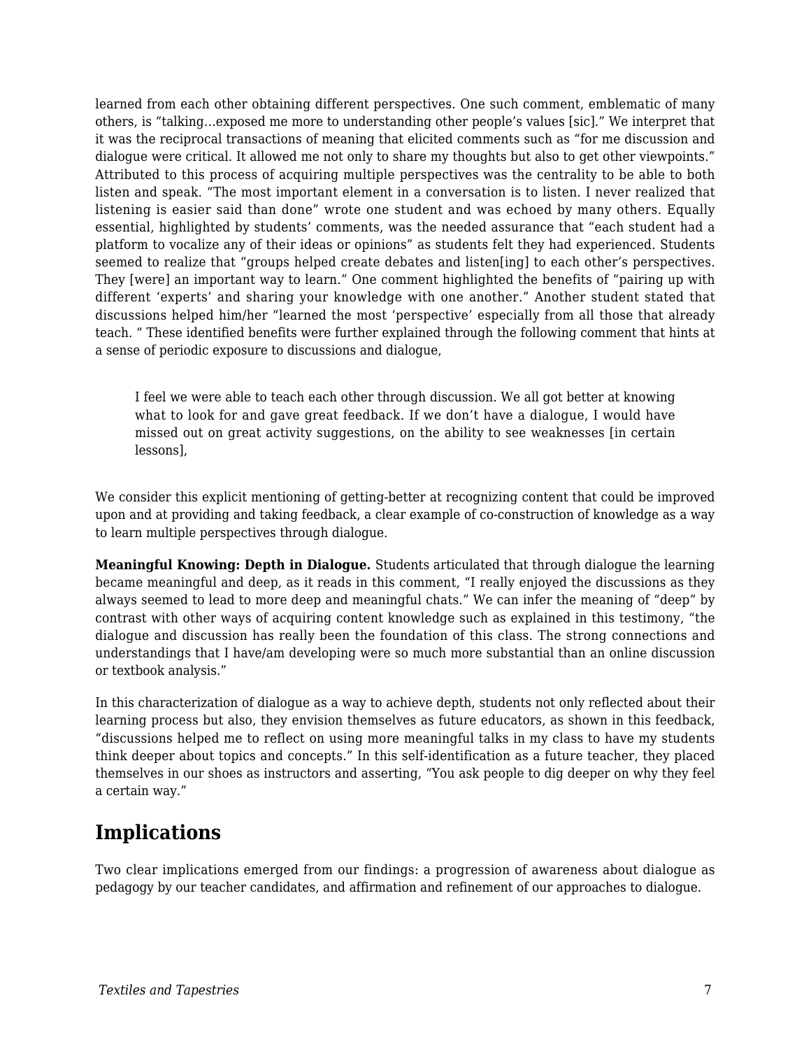learned from each other obtaining different perspectives. One such comment, emblematic of many others, is “talking…exposed me more to understanding other people’s values [sic].” We interpret that it was the reciprocal transactions of meaning that elicited comments such as “for me discussion and dialogue were critical. It allowed me not only to share my thoughts but also to get other viewpoints.” Attributed to this process of acquiring multiple perspectives was the centrality to be able to both listen and speak. “The most important element in a conversation is to listen. I never realized that listening is easier said than done” wrote one student and was echoed by many others. Equally essential, highlighted by students’ comments, was the needed assurance that “each student had a platform to vocalize any of their ideas or opinions” as students felt they had experienced. Students seemed to realize that “groups helped create debates and listen[ing] to each other’s perspectives. They [were] an important way to learn.” One comment highlighted the benefits of “pairing up with different ‘experts’ and sharing your knowledge with one another.” Another student stated that discussions helped him/her “learned the most ‘perspective’ especially from all those that already teach. “ These identified benefits were further explained through the following comment that hints at a sense of periodic exposure to discussions and dialogue,

> I feel we were able to teach each other through discussion. We all got better at knowing what to look for and gave great feedback. If we don’t have a dialogue, I would have missed out on great activity suggestions, on the ability to see weaknesses [in certain lessons],

We consider this explicit mentioning of getting-better at recognizing content that could be improved upon and at providing and taking feedback, a clear example of co-construction of knowledge as a way to learn multiple perspectives through dialogue.

**Meaningful Knowing: Depth in Dialogue.** Students articulated that through dialogue the learning became meaningful and deep, as it reads in this comment, “I really enjoyed the discussions as they always seemed to lead to more deep and meaningful chats.” We can infer the meaning of “deep” by contrast with other ways of acquiring content knowledge such as explained in this testimony, “the dialogue and discussion has really been the foundation of this class. The strong connections and understandings that I have/am developing were so much more substantial than an online discussion or textbook analysis.”

In this characterization of dialogue as a way to achieve depth, students not only reflected about their learning process but also, they envision themselves as future educators, as shown in this feedback, “discussions helped me to reflect on using more meaningful talks in my class to have my students think deeper about topics and concepts.” In this self-identification as a future teacher, they placed themselves in our shoes as instructors and asserting, “You ask people to dig deeper on why they feel a certain way.”

## Implications

Two clear implications emerged from our findings: a progression of awareness about dialogue as pedagogy by our teacher candidates, and affirmation and refinement of our approaches to dialogue.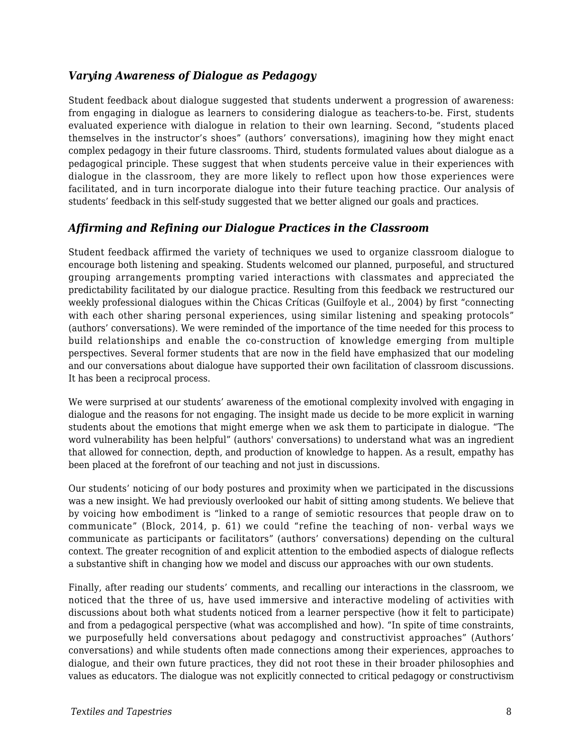### *Varying Awareness of Dialogue as Pedagogy*

Student feedback about dialogue suggested that students underwent a progression of awareness: from engaging in dialogue as learners to considering dialogue as teachers-to-be. First, students evaluated experience with dialogue in relation to their own learning. Second, "students placed themselves in the instructor's shoes" (authors' conversations), imagining how they might enact complex pedagogy in their future classrooms. Third, students formulated values about dialogue as a pedagogical principle. These suggest that when students perceive value in their experiences with dialogue in the classroom, they are more likely to reflect upon how those experiences were facilitated, and in turn incorporate dialogue into their future teaching practice. Our analysis of students' feedback in this self-study suggested that we better aligned our goals and practices.

### *Affirming and Refining our Dialogue Practices in the Classroom*

Student feedback affirmed the variety of techniques we used to organize classroom dialogue to encourage both listening and speaking. Students welcomed our planned, purposeful, and structured grouping arrangements prompting varied interactions with classmates and appreciated the predictability facilitated by our dialogue practice. Resulting from this feedback we restructured our weekly professional dialogues within the Chicas Críticas (Guilfoyle et al., 2004) by first "connecting with each other sharing personal experiences, using similar listening and speaking protocols" (authors' conversations). We were reminded of the importance of the time needed for this process to build relationships and enable the co-construction of knowledge emerging from multiple perspectives. Several former students that are now in the field have emphasized that our modeling and our conversations about dialogue have supported their own facilitation of classroom discussions. It has been a reciprocal process.

We were surprised at our students' awareness of the emotional complexity involved with engaging in dialogue and the reasons for not engaging. The insight made us decide to be more explicit in warning students about the emotions that might emerge when we ask them to participate in dialogue. "The word vulnerability has been helpful" (authors' conversations) to understand what was an ingredient that allowed for connection, depth, and production of knowledge to happen. As a result, empathy has been placed at the forefront of our teaching and not just in discussions.

Our students' noticing of our body postures and proximity when we participated in the discussions was a new insight. We had previously overlooked our habit of sitting among students. We believe that by voicing how embodiment is "linked to a range of semiotic resources that people draw on to communicate" (Block, 2014, p. 61) we could "refine the teaching of non- verbal ways we communicate as participants or facilitators" (authors' conversations) depending on the cultural context. The greater recognition of and explicit attention to the embodied aspects of dialogue reflects a substantive shift in changing how we model and discuss our approaches with our own students.

Finally, after reading our students' comments, and recalling our interactions in the classroom, we noticed that the three of us, have used immersive and interactive modeling of activities with discussions about both what students noticed from a learner perspective (how it felt to participate) and from a pedagogical perspective (what was accomplished and how). "In spite of time constraints, we purposefully held conversations about pedagogy and constructivist approaches" (Authors' conversations) and while students often made connections among their experiences, approaches to dialogue, and their own future practices, they did not root these in their broader philosophies and values as educators. The dialogue was not explicitly connected to critical pedagogy or constructivism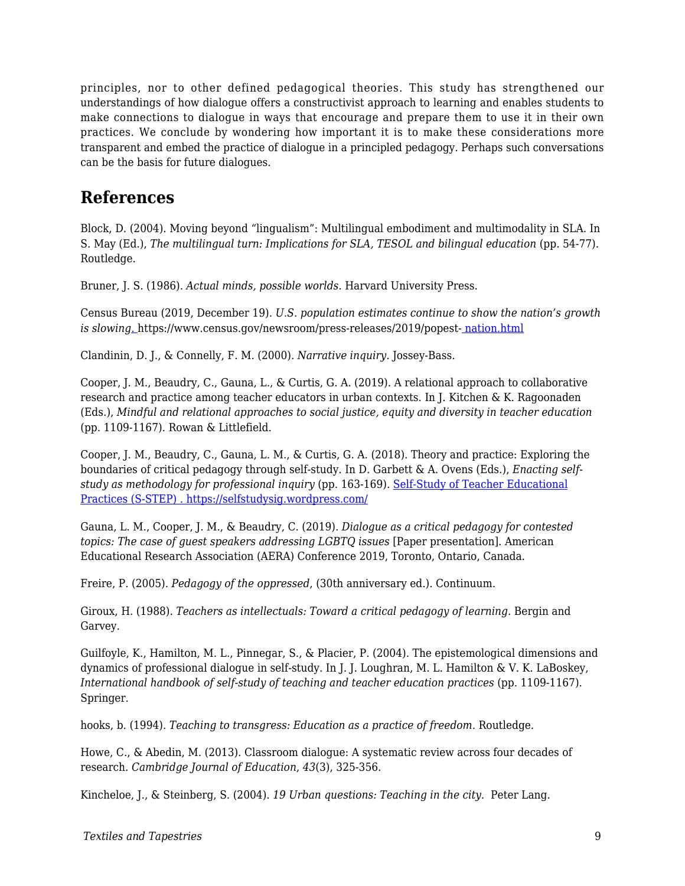principles, nor to other defined pedagogical theories. This study has strengthened our understandings of how dialogue offers a constructivist approach to learning and enables students to make connections to dialogue in ways that encourage and prepare them to use it in their own practices. We conclude by wondering how important it is to make these considerations more transparent and embed the practice of dialogue in a principled pedagogy. Perhaps such conversations can be the basis for future dialogues.

## References

Block, D. (2004). Moving beyond "lingualism": Multilingual embodiment and multimodality in SLA. In S. May (Ed.), *The multilingual turn: Implications for SLA, TESOL and bilingual education* (pp. 54-77). Routledge.

Bruner, J. S. (1986). *Actual minds, possible worlds.* Harvard University Press.

Census Bureau (2019, December 19). *U.S. population estimates continue to show the nation's growth is slowing.* https://www.census.gov/newsroom/press-releases/2019/popest- nation.html

Clandinin, D. J., & Connelly, F. M. (2000). *Narrative inquiry.* Jossey-Bass.

Cooper, J. M., Beaudry, C., Gauna, L., & Curtis, G. A. (2019). A relational approach to collaborative research and practice among teacher educators in urban contexts. In J. Kitchen & K. Ragoonaden (Eds.), *Mindful and relational approaches to social justice, equity and diversity in teacher education* (pp. 1109-1167). Rowan & Littlefield.

Cooper, J. M., Beaudry, C., Gauna, L. M., & Curtis, G. A. (2018). Theory and practice: Exploring the boundaries of critical pedagogy through self-study. In D. Garbett & A. Ovens (Eds.), *Enacting self-study as methodology for professional inquiry* (pp. 163-169). Self-Study of Teacher Educational Practices (S-STEP) . https://selfstudysig.wordpress.com/

Gauna, L. M., Cooper, J. M., & Beaudry, C. (2019). *Dialogue as a critical pedagogy for contested topics: The case of guest speakers addressing LGBTQ issues* [Paper presentation]. American Educational Research Association (AERA) Conference 2019, Toronto, Ontario, Canada.

Freire, P. (2005). *Pedagogy of the oppressed*, (30th anniversary ed.). Continuum.

Giroux, H. (1988). *Teachers as intellectuals: Toward a critical pedagogy of learning.* Bergin and Garvey.

Guilfoyle, K., Hamilton, M. L., Pinnegar, S., & Placier, P. (2004). The epistemological dimensions and dynamics of professional dialogue in self-study. In J. J. Loughran, M. L. Hamilton & V. K. LaBoskey, *International handbook of self-study of teaching and teacher education practices* (pp. 1109-1167). Springer.

hooks, b. (1994). *Teaching to transgress: Education as a practice of freedom.* Routledge.

Howe, C., & Abedin, M. (2013). Classroom dialogue: A systematic review across four decades of research. *Cambridge Journal of Education*, *43*(3), 325-356.

Kincheloe, J., & Steinberg, S. (2004). *19 Urban questions: Teaching in the city.* Peter Lang.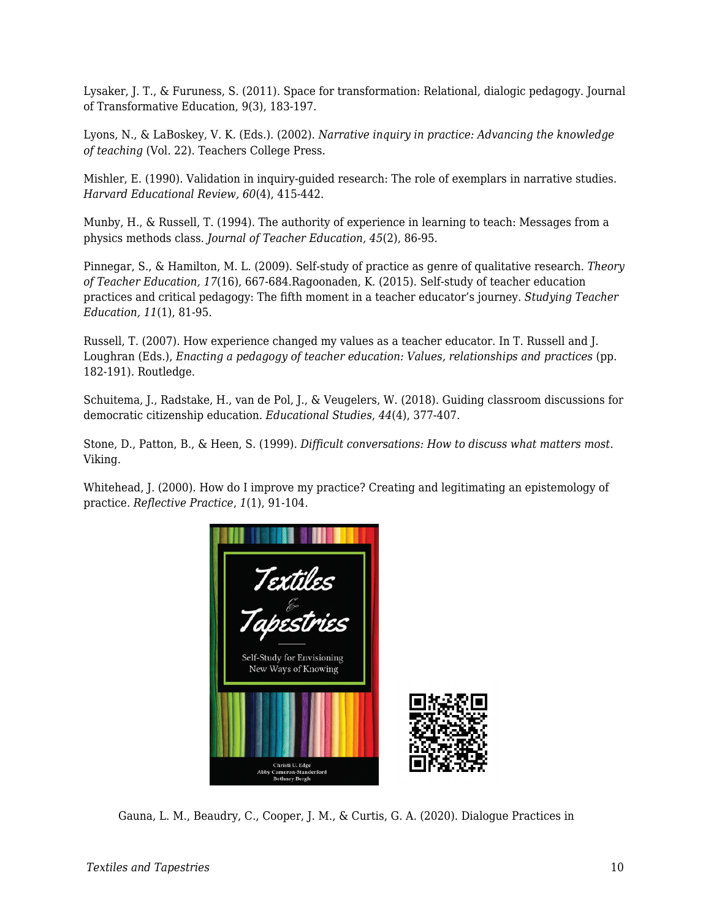Lysaker, J. T., & Furuness, S. (2011). Space for transformation: Relational, dialogic pedagogy. Journal of Transformative Education, 9(3), 183-197.

Lyons, N., & LaBoskey, V. K. (Eds.). (2002). *Narrative inquiry in practice: Advancing the knowledge of teaching* (Vol. 22). Teachers College Press.

Mishler, E. (1990). Validation in inquiry-guided research: The role of exemplars in narrative studies. *Harvard Educational Review, 60*(4), 415-442.

Munby, H., & Russell, T. (1994). The authority of experience in learning to teach: Messages from a physics methods class. *Journal of Teacher Education, 45*(2), 86-95.

Pinnegar, S., & Hamilton, M. L. (2009). Self-study of practice as genre of qualitative research. *Theory of Teacher Education, 17*(16), 667-684.Ragoonaden, K. (2015). Self-study of teacher education practices and critical pedagogy: The fifth moment in a teacher educator's journey. *Studying Teacher Education, 11*(1), 81-95.

Russell, T. (2007). How experience changed my values as a teacher educator. In T. Russell and J. Loughran (Eds.), *Enacting a pedagogy of teacher education: Values, relationships and practices* (pp. 182-191). Routledge.

Schuitema, J., Radstake, H., van de Pol, J., & Veugelers, W. (2018). Guiding classroom discussions for democratic citizenship education. *Educational Studies*, *44*(4), 377-407.

Stone, D., Patton, B., & Heen, S. (1999). *Difficult conversations: How to discuss what matters most.* Viking.

Whitehead, J. (2000). How do I improve my practice? Creating and legitimating an epistemology of practice. *Reflective Practice*, *1*(1), 91-104.

Gauna, L. M., Beaudry, C., Cooper, J. M., & Curtis, G. A. (2020). Dialogue Practices in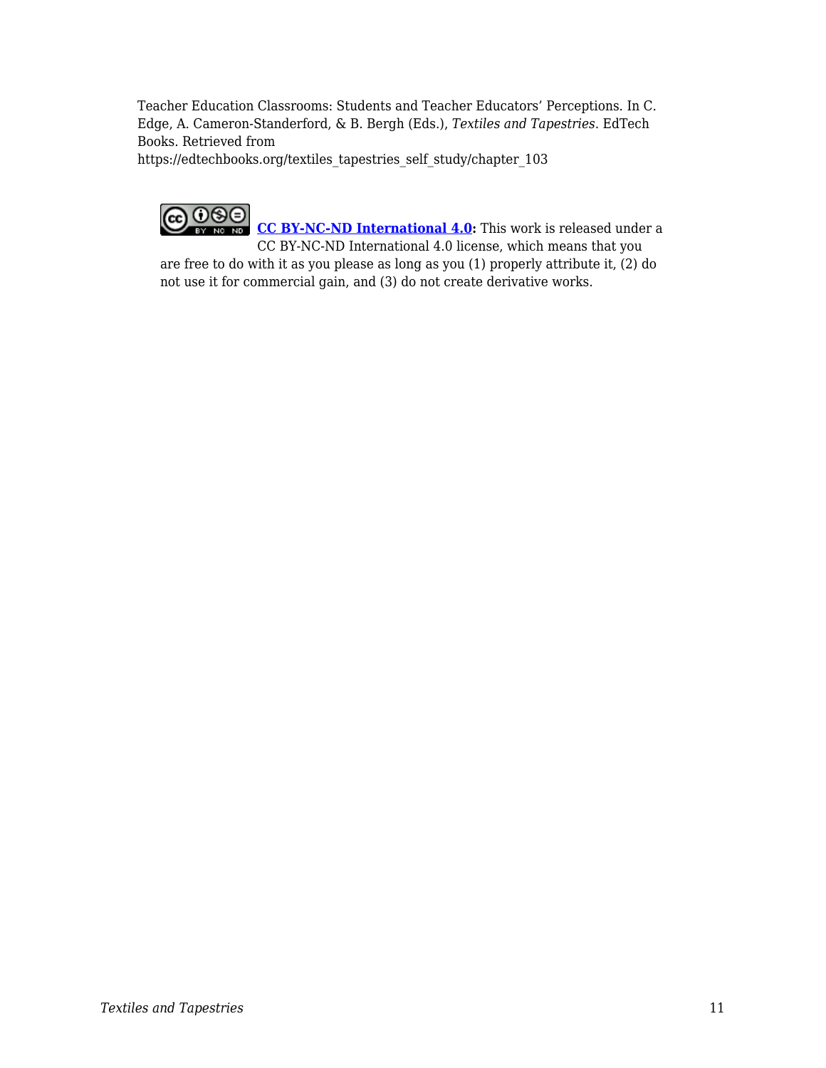Teacher Education Classrooms: Students and Teacher Educators' Perceptions. In C. Edge, A. Cameron-Standerford, & B. Bergh (Eds.), *Textiles and Tapestries*. EdTech Books. Retrieved from https://edtechbooks.org/textiles_tapestries_self_study/chapter_103

**[CC BY-NC-ND International 4.0](https://creativecommons.org/licenses/by-nc-nd/4.0):** This work is released under a CC BY-NC-ND International 4.0 license, which means that you are free to do with it as you please as long as you (1) properly attribute it, (2) do not use it for commercial gain, and (3) do not create derivative works.